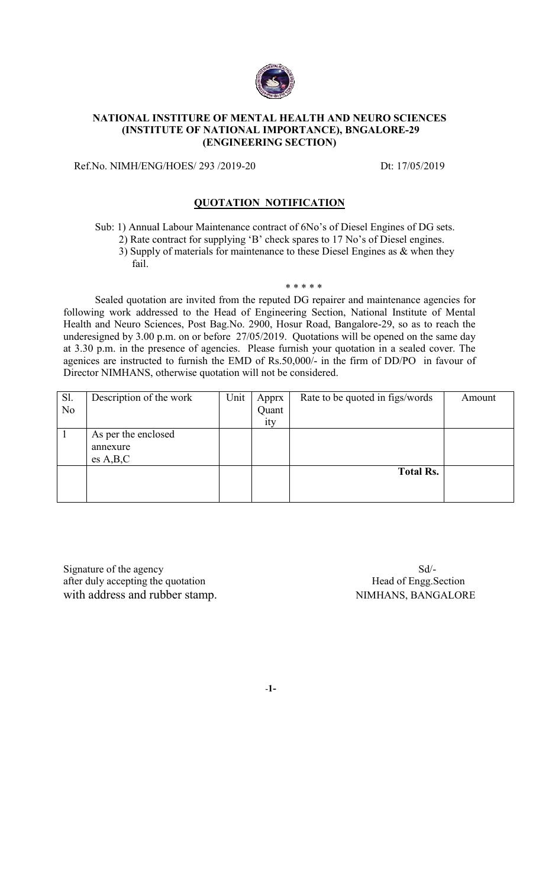**NATIONAL INSTITURE OF MENTAL HEALTH AND NEURO SCIENCES**
**(INSTITUTE OF NATIONAL IMPORTANCE), BNGALORE-29**
**(ENGINEERING SECTION)**

Ref.No. NIMH/ENG/HOES/ 293 /2019-20 Dt: 17/05/2019

## QUOTATION NOTIFICATION

Sub: 1) Annual Labour Maintenance contract of 6No's of Diesel Engines of DG sets.
2) Rate contract for supplying 'B' check spares to 17 No's of Diesel engines.
3) Supply of materials for maintenance to these Diesel Engines as & when they fail.

\* \* \* \* \*

Sealed quotation are invited from the reputed DG repairer and maintenance agencies for following work addressed to the Head of Engineering Section, National Institute of Mental Health and Neuro Sciences, Post Bag.No. 2900, Hosur Road, Bangalore-29, so as to reach the underesigned by 3.00 p.m. on or before 27/05/2019. Quotations will be opened on the same day at 3.30 p.m. in the presence of agencies. Please furnish your quotation in a sealed cover. The agenices are instructed to furnish the EMD of Rs.50,000/- in the firm of DD/PO in favour of Director NIMHANS, otherwise quotation will not be considered.

| Sl. No | Description of the work | Unit | Apprx Quantity | Rate to be quoted in figs/words | Amount |
|---|---|---|---|---|---|
| 1 | As per the enclosed annexure es A,B,C | | | | |
| | | | | **Total Rs.** | |

Signature of the agency
after duly accepting the quotation
with address and rubber stamp.

Sd/-
Head of Engg.Section
NIMHANS, BANGALORE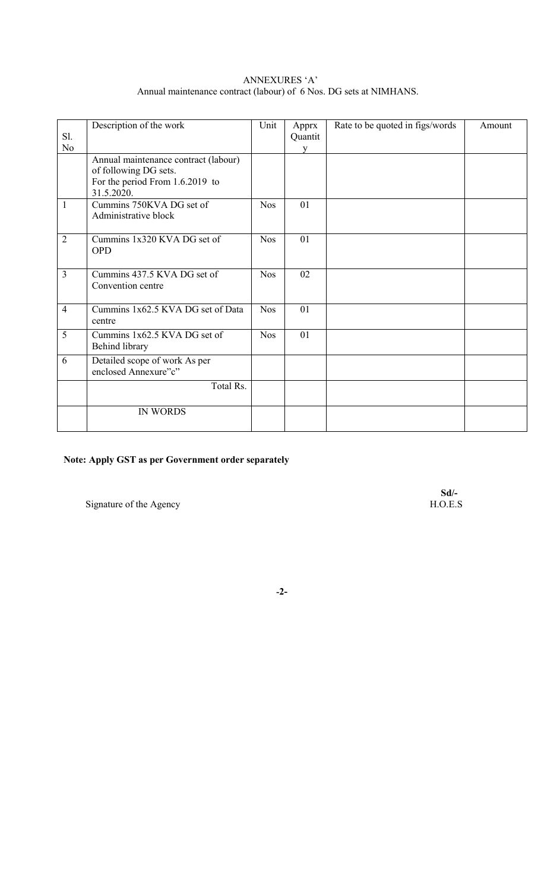ANNEXURES 'A'

Annual maintenance contract (labour) of 6 Nos. DG sets at NIMHANS.

| Sl. No | Description of the work | Unit | Apprx Quantity | Rate to be quoted in figs/words | Amount |
|---|---|---|---|---|---|
| | Annual maintenance contract (labour) of following DG sets. For the period From 1.6.2019 to 31.5.2020. | | | | |
| 1 | Cummins 750KVA DG set of Administrative block | Nos | 01 | | |
| 2 | Cummins 1x320 KVA DG set of OPD | Nos | 01 | | |
| 3 | Cummins 437.5 KVA DG set of Convention centre | Nos | 02 | | |
| 4 | Cummins 1x62.5 KVA DG set of Data centre | Nos | 01 | | |
| 5 | Cummins 1x62.5 KVA DG set of Behind library | Nos | 01 | | |
| 6 | Detailed scope of work As per enclosed Annexure"c" | | | | |
| | Total Rs. | | | | |
| | IN WORDS | | | | |

**Note: Apply GST as per Government order separately**

Signature of the Agency

**Sd/-**
H.O.E.S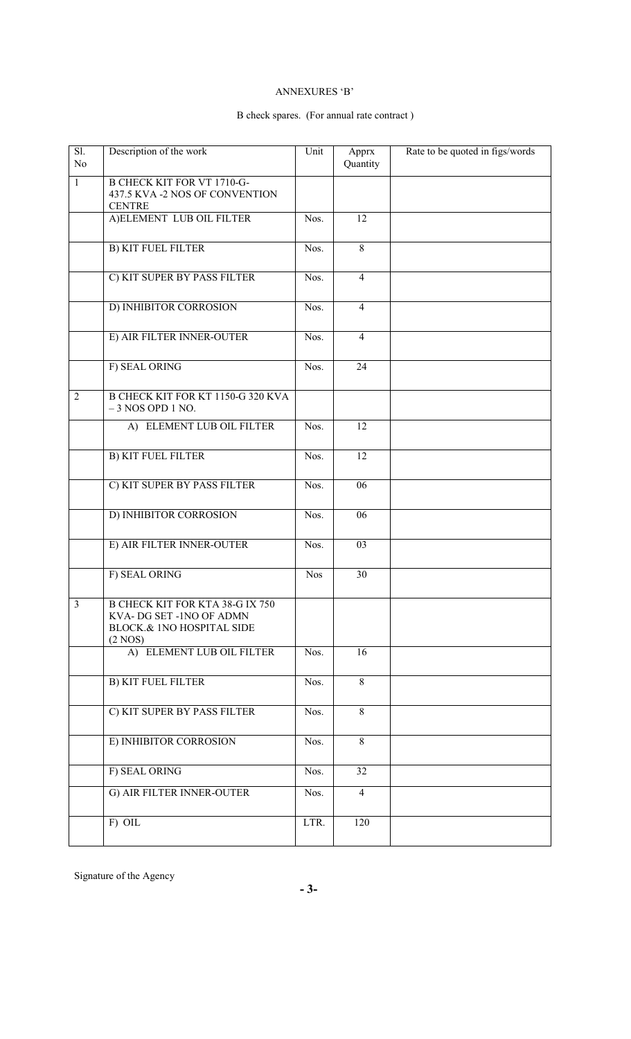ANNEXURES 'B'

B check spares. (For annual rate contract )

| Sl. No | Description of the work | Unit | Apprx Quantity | Rate to be quoted in figs/words |
|---|---|---|---|---|
| 1 | B CHECK KIT FOR VT 1710-G- 437.5 KVA -2 NOS OF CONVENTION CENTRE | | | |
| | A)ELEMENT LUB OIL FILTER | Nos. | 12 | |
| | B) KIT FUEL FILTER | Nos. | 8 | |
| | C) KIT SUPER BY PASS FILTER | Nos. | 4 | |
| | D) INHIBITOR CORROSION | Nos. | 4 | |
| | E) AIR FILTER INNER-OUTER | Nos. | 4 | |
| | F) SEAL ORING | Nos. | 24 | |
| 2 | B CHECK KIT FOR KT 1150-G 320 KVA – 3 NOS OPD 1 NO. | | | |
| | A) ELEMENT LUB OIL FILTER | Nos. | 12 | |
| | B) KIT FUEL FILTER | Nos. | 12 | |
| | C) KIT SUPER BY PASS FILTER | Nos. | 06 | |
| | D) INHIBITOR CORROSION | Nos. | 06 | |
| | E) AIR FILTER INNER-OUTER | Nos. | 03 | |
| | F) SEAL ORING | Nos | 30 | |
| 3 | B CHECK KIT FOR KTA 38-G IX 750 KVA- DG SET -1NO OF ADMN BLOCK.& 1NO HOSPITAL SIDE (2 NOS) | | | |
| | A) ELEMENT LUB OIL FILTER | Nos. | 16 | |
| | B) KIT FUEL FILTER | Nos. | 8 | |
| | C) KIT SUPER BY PASS FILTER | Nos. | 8 | |
| | E) INHIBITOR CORROSION | Nos. | 8 | |
| | F) SEAL ORING | Nos. | 32 | |
| | G) AIR FILTER INNER-OUTER | Nos. | 4 | |
| | F) OIL | LTR. | 120 | |

Signature of the Agency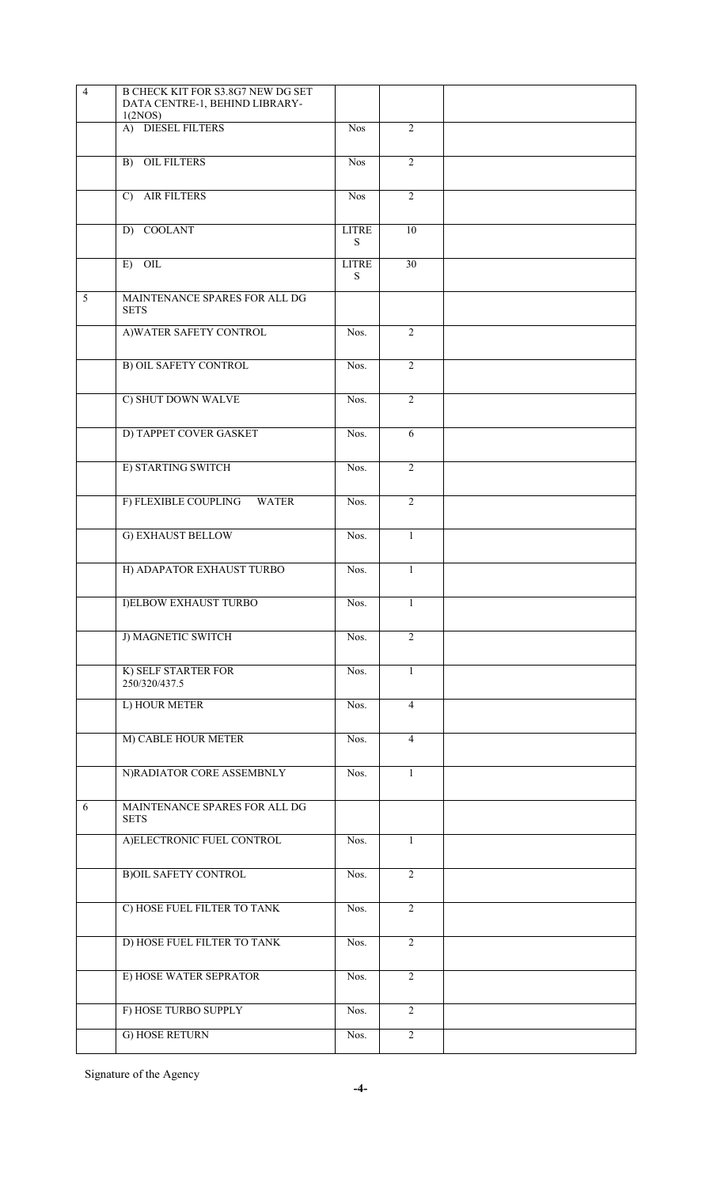| 4 | B CHECK KIT FOR S3.8G7 NEW DG SET DATA CENTRE-1, BEHIND LIBRARY-1(2NOS) | | | |
|---|---|---|---|---|
| | A) DIESEL FILTERS | Nos | 2 | |
| | B) OIL FILTERS | Nos | 2 | |
| | C) AIR FILTERS | Nos | 2 | |
| | D) COOLANT | LITRES | 10 | |
| | E) OIL | LITRES | 30 | |
| 5 | MAINTENANCE SPARES FOR ALL DG SETS | | | |
| | A)WATER SAFETY CONTROL | Nos. | 2 | |
| | B) OIL SAFETY CONTROL | Nos. | 2 | |
| | C) SHUT DOWN WALVE | Nos. | 2 | |
| | D) TAPPET COVER GASKET | Nos. | 6 | |
| | E) STARTING SWITCH | Nos. | 2 | |
| | F) FLEXIBLE COUPLING WATER | Nos. | 2 | |
| | G) EXHAUST BELLOW | Nos. | 1 | |
| | H) ADAPATOR EXHAUST TURBO | Nos. | 1 | |
| | I)ELBOW EXHAUST TURBO | Nos. | 1 | |
| | J) MAGNETIC SWITCH | Nos. | 2 | |
| | K) SELF STARTER FOR 250/320/437.5 | Nos. | 1 | |
| | L) HOUR METER | Nos. | 4 | |
| | M) CABLE HOUR METER | Nos. | 4 | |
| | N)RADIATOR CORE ASSEMBNLY | Nos. | 1 | |
| 6 | MAINTENANCE SPARES FOR ALL DG SETS | | | |
| | A)ELECTRONIC FUEL CONTROL | Nos. | 1 | |
| | B)OIL SAFETY CONTROL | Nos. | 2 | |
| | C) HOSE FUEL FILTER TO TANK | Nos. | 2 | |
| | D) HOSE FUEL FILTER TO TANK | Nos. | 2 | |
| | E) HOSE WATER SEPRATOR | Nos. | 2 | |
| | F) HOSE TURBO SUPPLY | Nos. | 2 | |
| | G) HOSE RETURN | Nos. | 2 | |

Signature of the Agency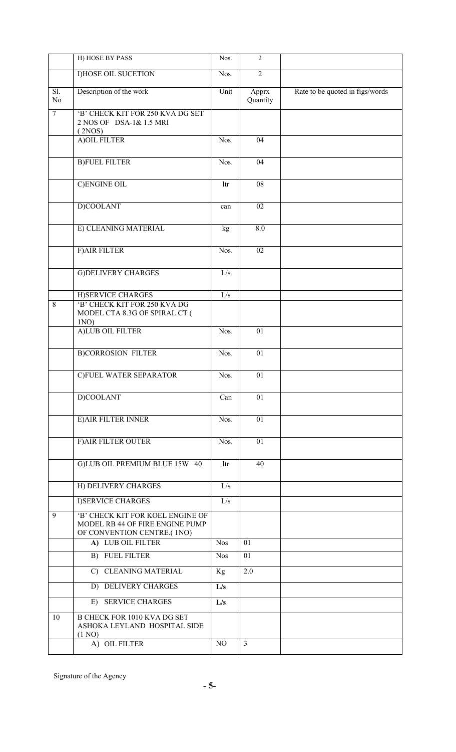|  | H) HOSE BY PASS | Nos. | 2 |  |
|---|---|---|---|---|
|  | I)HOSE OIL SUCETION | Nos. | 2 |  |
| Sl. No | Description of the work | Unit | Apprx Quantity | Rate to be quoted in figs/words |
| 7 | 'B' CHECK KIT FOR 250 KVA DG SET 2 NOS OF DSA-1& 1.5 MRI (2NOS) |  |  |  |
|  | A)OIL FILTER | Nos. | 04 |  |
|  | B)FUEL FILTER | Nos. | 04 |  |
|  | C)ENGINE OIL | ltr | 08 |  |
|  | D)COOLANT | can | 02 |  |
|  | E) CLEANING MATERIAL | kg | 8.0 |  |
|  | F)AIR FILTER | Nos. | 02 |  |
|  | G)DELIVERY CHARGES | L/s |  |  |
|  | H)SERVICE CHARGES | L/s |  |  |
| 8 | 'B' CHECK KIT FOR 250 KVA DG MODEL CTA 8.3G OF SPIRAL CT ( 1NO) |  |  |  |
|  | A)LUB OIL FILTER | Nos. | 01 |  |
|  | B)CORROSION FILTER | Nos. | 01 |  |
|  | C)FUEL WATER SEPARATOR | Nos. | 01 |  |
|  | D)COOLANT | Can | 01 |  |
|  | E)AIR FILTER INNER | Nos. | 01 |  |
|  | F)AIR FILTER OUTER | Nos. | 01 |  |
|  | G)LUB OIL PREMIUM BLUE 15W 40 | ltr | 40 |  |
|  | H) DELIVERY CHARGES | L/s |  |  |
|  | I)SERVICE CHARGES | L/s |  |  |
| 9 | 'B' CHECK KIT FOR KOEL ENGINE OF MODEL RB 44 OF FIRE ENGINE PUMP OF CONVENTION CENTRE.( 1NO) |  |  |  |
|  | A) LUB OIL FILTER | Nos | 01 |  |
|  | B) FUEL FILTER | Nos | 01 |  |
|  | C) CLEANING MATERIAL | Kg | 2.0 |  |
|  | D) DELIVERY CHARGES | **L/s** |  |  |
|  | E) SERVICE CHARGES | **L/s** |  |  |
| 10 | B CHECK FOR 1010 KVA DG SET ASHOKA LEYLAND HOSPITAL SIDE (1 NO) |  |  |  |
|  | A) OIL FILTER | NO | 3 |  |

Signature of the Agency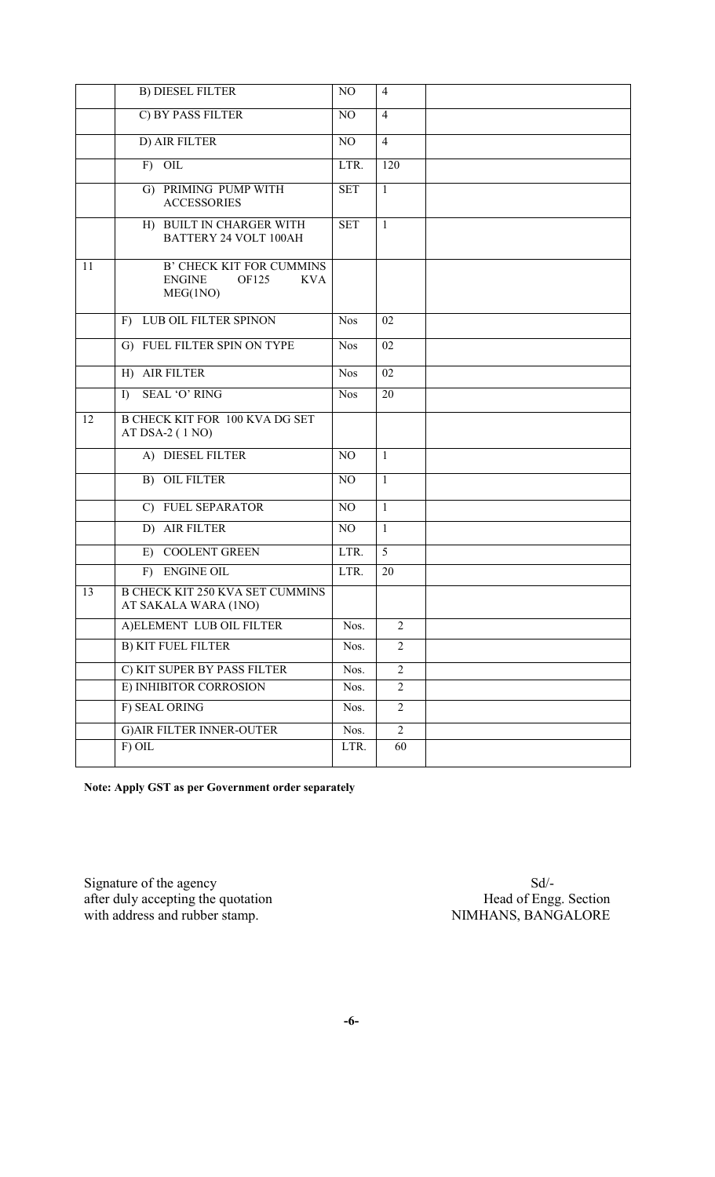|  | B) DIESEL FILTER | NO | 4 |  |
|---|---|---|---|---|
|  | C) BY PASS FILTER | NO | 4 |  |
|  | D) AIR FILTER | NO | 4 |  |
|  | F) OIL | LTR. | 120 |  |
|  | G) PRIMING PUMP WITH ACCESSORIES | SET | 1 |  |
|  | H) BUILT IN CHARGER WITH BATTERY 24 VOLT 100AH | SET | 1 |  |
| 11 | B' CHECK KIT FOR CUMMINS ENGINE OF125 KVA MEG(1NO) |  |  |  |
|  | F) LUB OIL FILTER SPINON | Nos | 02 |  |
|  | G) FUEL FILTER SPIN ON TYPE | Nos | 02 |  |
|  | H) AIR FILTER | Nos | 02 |  |
|  | I) SEAL 'O' RING | Nos | 20 |  |
| 12 | B CHECK KIT FOR 100 KVA DG SET AT DSA-2 ( 1 NO) |  |  |  |
|  | A) DIESEL FILTER | NO | 1 |  |
|  | B) OIL FILTER | NO | 1 |  |
|  | C) FUEL SEPARATOR | NO | 1 |  |
|  | D) AIR FILTER | NO | 1 |  |
|  | E) COOLENT GREEN | LTR. | 5 |  |
|  | F) ENGINE OIL | LTR. | 20 |  |
| 13 | B CHECK KIT 250 KVA SET CUMMINS AT SAKALA WARA (1NO) |  |  |  |
|  | A)ELEMENT LUB OIL FILTER | Nos. | 2 |  |
|  | B) KIT FUEL FILTER | Nos. | 2 |  |
|  | C) KIT SUPER BY PASS FILTER | Nos. | 2 |  |
|  | E) INHIBITOR CORROSION | Nos. | 2 |  |
|  | F) SEAL ORING | Nos. | 2 |  |
|  | G)AIR FILTER INNER-OUTER | Nos. | 2 |  |
|  | F) OIL | LTR. | 60 |  |

**Note: Apply GST as per Government order separately**

Signature of the agency
after duly accepting the quotation
with address and rubber stamp.

Sd/-
Head of Engg. Section
NIMHANS, BANGALORE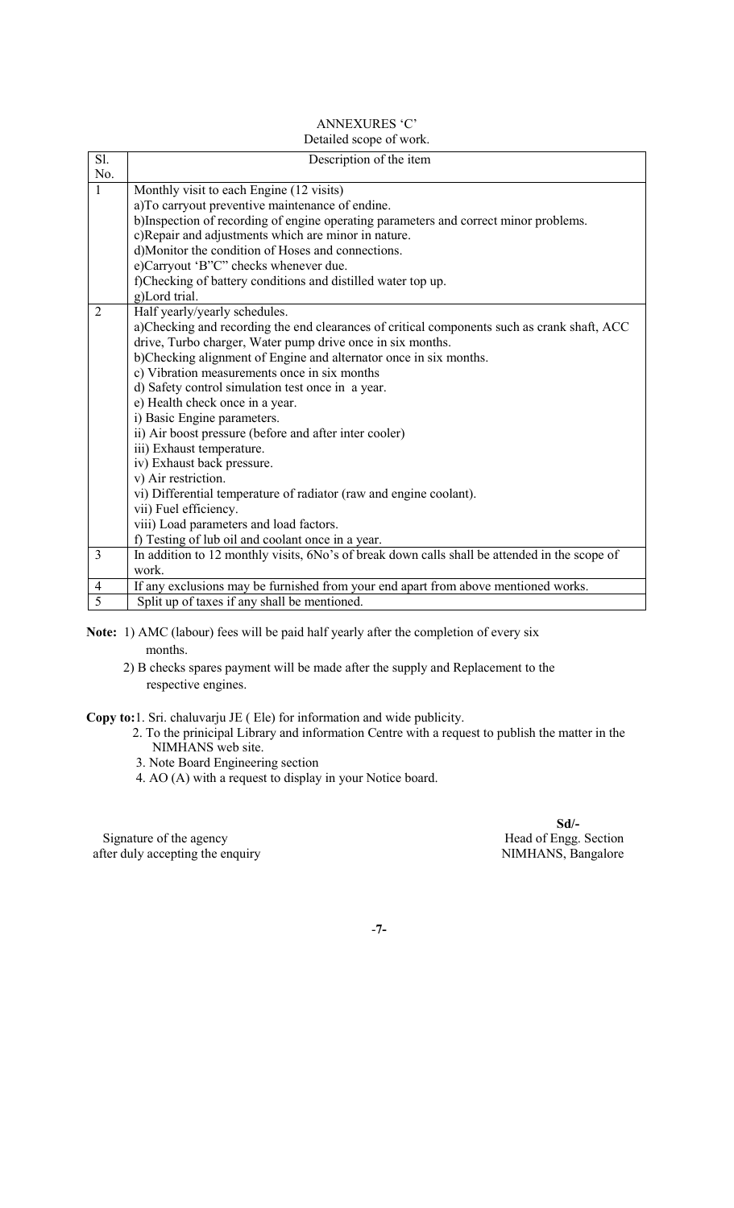ANNEXURES 'C'

Detailed scope of work.

| Sl. No. | Description of the item |
|---|---|
| 1 | Monthly visit to each Engine (12 visits)<br>a)To carryout preventive maintenance of endine.<br>b)Inspection of recording of engine operating parameters and correct minor problems.<br>c)Repair and adjustments which are minor in nature.<br>d)Monitor the condition of Hoses and connections.<br>e)Carryout 'B"C" checks whenever due.<br>f)Checking of battery conditions and distilled water top up.<br>g)Lord trial. |
| 2 | Half yearly/yearly schedules.<br>a)Checking and recording the end clearances of critical components such as crank shaft, ACC drive, Turbo charger, Water pump drive once in six months.<br>b)Checking alignment of Engine and alternator once in six months.<br>c) Vibration measurements once in six months<br>d) Safety control simulation test once in a year.<br>e) Health check once in a year.<br>i) Basic Engine parameters.<br>ii) Air boost pressure (before and after inter cooler)<br>iii) Exhaust temperature.<br>iv) Exhaust back pressure.<br>v) Air restriction.<br>vi) Differential temperature of radiator (raw and engine coolant).<br>vii) Fuel efficiency.<br>viii) Load parameters and load factors.<br>f) Testing of lub oil and coolant once in a year. |
| 3 | In addition to 12 monthly visits, 6No's of break down calls shall be attended in the scope of work. |
| 4 | If any exclusions may be furnished from your end apart from above mentioned works. |
| 5 | Split up of taxes if any shall be mentioned. |

**Note:** 1) AMC (labour) fees will be paid half yearly after the completion of every six months.

2) B checks spares payment will be made after the supply and Replacement to the respective engines.

**Copy to:** 1. Sri. chaluvarju JE ( Ele) for information and wide publicity.

2. To the prinicipal Library and information Centre with a request to publish the matter in the NIMHANS web site.

3. Note Board Engineering section

4. AO (A) with a request to display in your Notice board.

Signature of the agency
after duly accepting the enquiry

**Sd/-**
Head of Engg. Section
NIMHANS, Bangalore